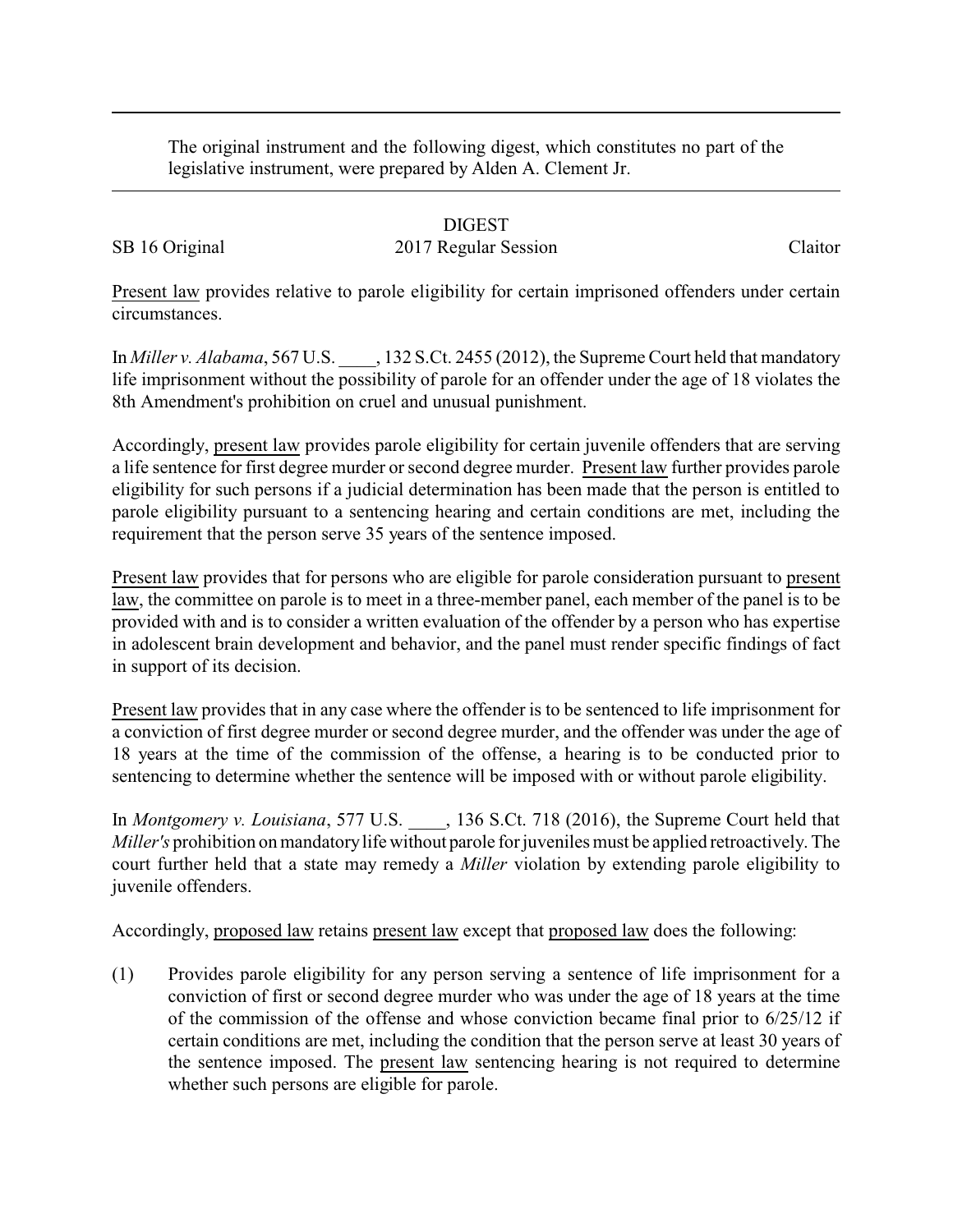The original instrument and the following digest, which constitutes no part of the legislative instrument, were prepared by Alden A. Clement Jr.

# DIGEST

SB 16 Original | 2017 Regular Session | Claitor

Present law provides relative to parole eligibility for certain imprisoned offenders under certain circumstances.

In *Miller v. Alabama*, 567 U.S. \_\_\_\_, 132 S.Ct. 2455 (2012), the Supreme Court held that mandatory life imprisonment without the possibility of parole for an offender under the age of 18 violates the 8th Amendment's prohibition on cruel and unusual punishment.

Accordingly, present law provides parole eligibility for certain juvenile offenders that are serving a life sentence for first degree murder or second degree murder. Present law further provides parole eligibility for such persons if a judicial determination has been made that the person is entitled to parole eligibility pursuant to a sentencing hearing and certain conditions are met, including the requirement that the person serve 35 years of the sentence imposed.

Present law provides that for persons who are eligible for parole consideration pursuant to present law, the committee on parole is to meet in a three-member panel, each member of the panel is to be provided with and is to consider a written evaluation of the offender by a person who has expertise in adolescent brain development and behavior, and the panel must render specific findings of fact in support of its decision.

Present law provides that in any case where the offender is to be sentenced to life imprisonment for a conviction of first degree murder or second degree murder, and the offender was under the age of 18 years at the time of the commission of the offense, a hearing is to be conducted prior to sentencing to determine whether the sentence will be imposed with or without parole eligibility.

In *Montgomery v. Louisiana*, 577 U.S. \_\_\_\_, 136 S.Ct. 718 (2016), the Supreme Court held that *Miller's* prohibition on mandatory life without parole for juveniles must be applied retroactively. The court further held that a state may remedy a *Miller* violation by extending parole eligibility to juvenile offenders.

Accordingly, proposed law retains present law except that proposed law does the following:

(1) Provides parole eligibility for any person serving a sentence of life imprisonment for a conviction of first or second degree murder who was under the age of 18 years at the time of the commission of the offense and whose conviction became final prior to 6/25/12 if certain conditions are met, including the condition that the person serve at least 30 years of the sentence imposed. The present law sentencing hearing is not required to determine whether such persons are eligible for parole.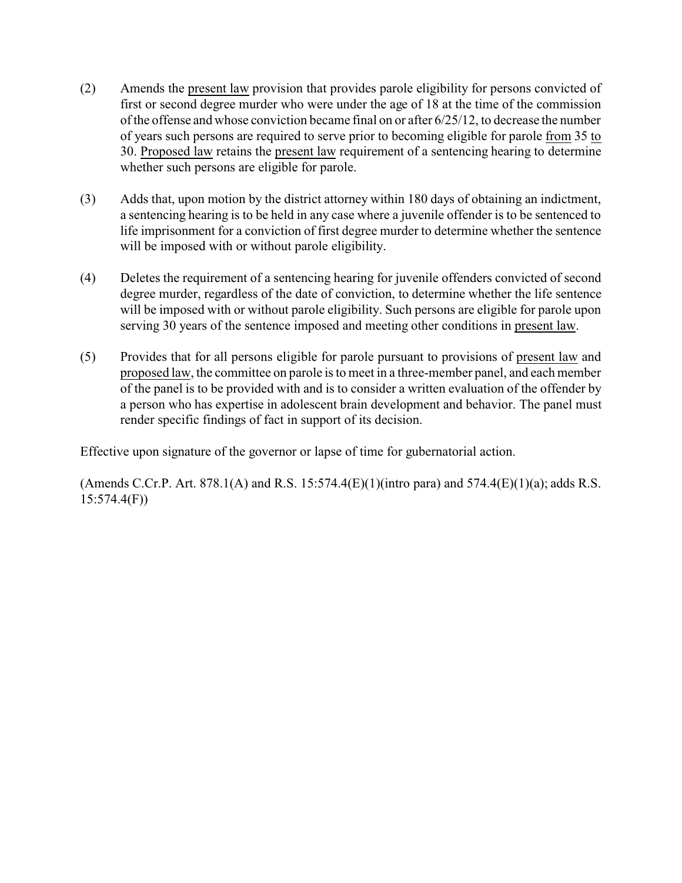(2) Amends the present law provision that provides parole eligibility for persons convicted of first or second degree murder who were under the age of 18 at the time of the commission of the offense and whose conviction became final on or after 6/25/12, to decrease the number of years such persons are required to serve prior to becoming eligible for parole from 35 to 30. Proposed law retains the present law requirement of a sentencing hearing to determine whether such persons are eligible for parole.

(3) Adds that, upon motion by the district attorney within 180 days of obtaining an indictment, a sentencing hearing is to be held in any case where a juvenile offender is to be sentenced to life imprisonment for a conviction of first degree murder to determine whether the sentence will be imposed with or without parole eligibility.

(4) Deletes the requirement of a sentencing hearing for juvenile offenders convicted of second degree murder, regardless of the date of conviction, to determine whether the life sentence will be imposed with or without parole eligibility. Such persons are eligible for parole upon serving 30 years of the sentence imposed and meeting other conditions in present law.

(5) Provides that for all persons eligible for parole pursuant to provisions of present law and proposed law, the committee on parole is to meet in a three-member panel, and each member of the panel is to be provided with and is to consider a written evaluation of the offender by a person who has expertise in adolescent brain development and behavior. The panel must render specific findings of fact in support of its decision.

Effective upon signature of the governor or lapse of time for gubernatorial action.

(Amends C.Cr.P. Art. 878.1(A) and R.S. 15:574.4(E)(1)(intro para) and 574.4(E)(1)(a); adds R.S. 15:574.4(F))